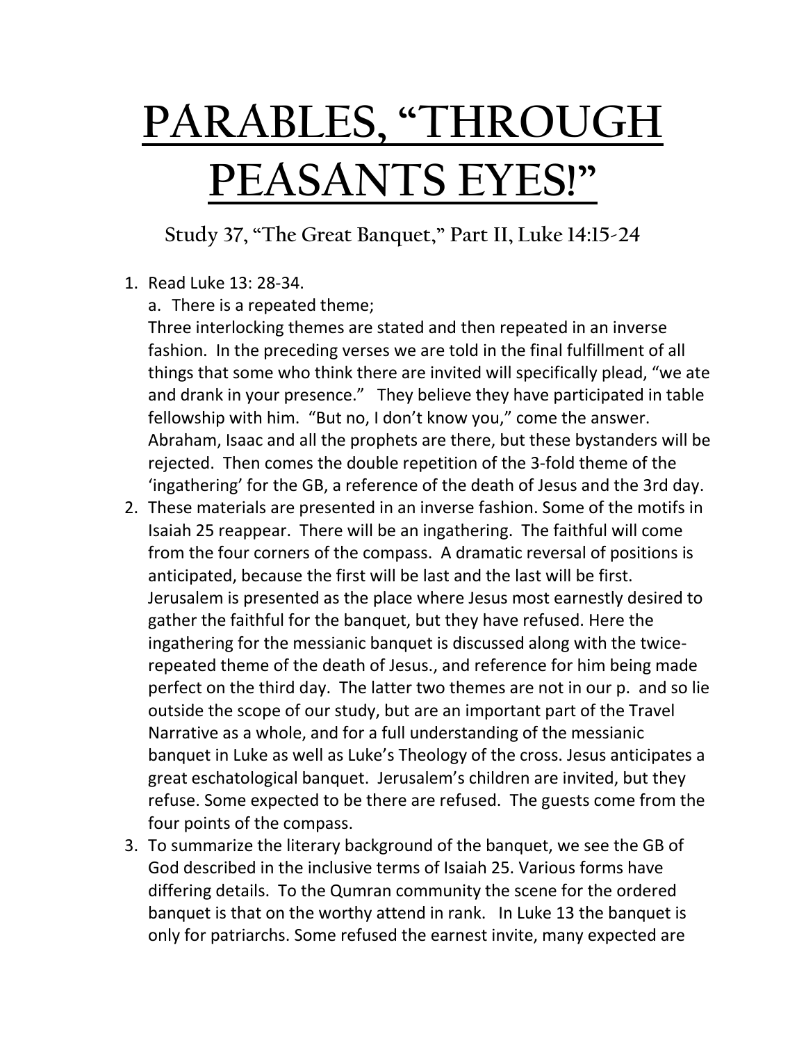# PARABLES, "THROUGH PEASANTS EYES!"

### Study 37, "The Great Banquet," Part II, Luke 14:15-24

1. Read Luke 13: 28-34.
   a. There is a repeated theme;
   Three interlocking themes are stated and then repeated in an inverse fashion. In the preceding verses we are told in the final fulfillment of all things that some who think there are invited will specifically plead, "we ate and drank in your presence." They believe they have participated in table fellowship with him. "But no, I don't know you," come the answer. Abraham, Isaac and all the prophets are there, but these bystanders will be rejected. Then comes the double repetition of the 3-fold theme of the 'ingathering' for the GB, a reference of the death of Jesus and the 3rd day.
2. These materials are presented in an inverse fashion. Some of the motifs in Isaiah 25 reappear. There will be an ingathering. The faithful will come from the four corners of the compass. A dramatic reversal of positions is anticipated, because the first will be last and the last will be first. Jerusalem is presented as the place where Jesus most earnestly desired to gather the faithful for the banquet, but they have refused. Here the ingathering for the messianic banquet is discussed along with the twice-repeated theme of the death of Jesus., and reference for him being made perfect on the third day. The latter two themes are not in our p. and so lie outside the scope of our study, but are an important part of the Travel Narrative as a whole, and for a full understanding of the messianic banquet in Luke as well as Luke's Theology of the cross. Jesus anticipates a great eschatological banquet. Jerusalem's children are invited, but they refuse. Some expected to be there are refused. The guests come from the four points of the compass.
3. To summarize the literary background of the banquet, we see the GB of God described in the inclusive terms of Isaiah 25. Various forms have differing details. To the Qumran community the scene for the ordered banquet is that on the worthy attend in rank. In Luke 13 the banquet is only for patriarchs. Some refused the earnest invite, many expected are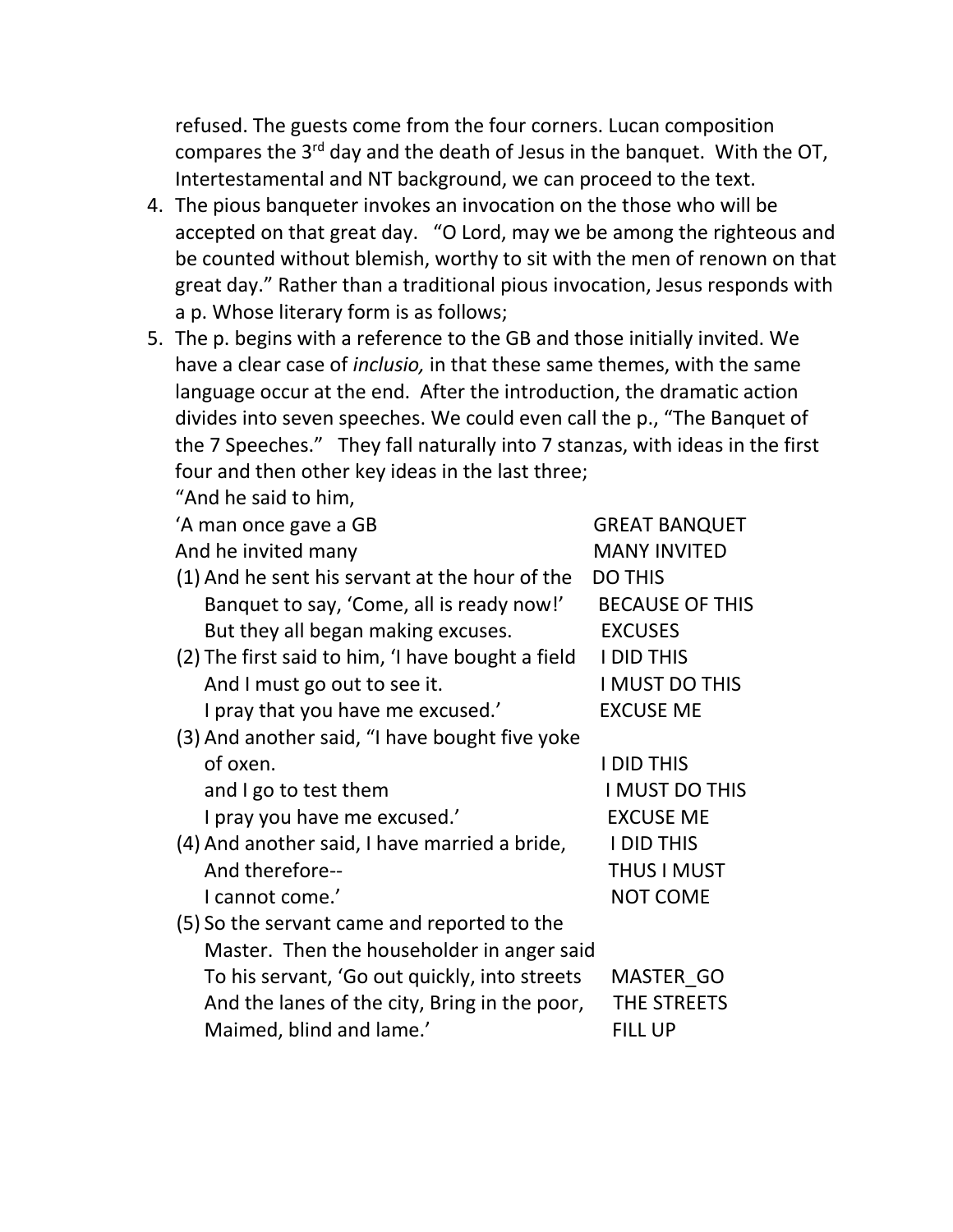refused. The guests come from the four corners. Lucan composition compares the 3rd day and the death of Jesus in the banquet. With the OT, Intertestamental and NT background, we can proceed to the text.

4. The pious banqueter invokes an invocation on the those who will be accepted on that great day. "O Lord, may we be among the righteous and be counted without blemish, worthy to sit with the men of renown on that great day." Rather than a traditional pious invocation, Jesus responds with a p. Whose literary form is as follows;
5. The p. begins with a reference to the GB and those initially invited. We have a clear case of *inclusio,* in that these same themes, with the same language occur at the end. After the introduction, the dramatic action divides into seven speeches. We could even call the p., "The Banquet of the 7 Speeches." They fall naturally into 7 stanzas, with ideas in the first four and then other key ideas in the last three;

"And he said to him,

| | |
|---|---|
| 'A man once gave a GB | GREAT BANQUET |
| And he invited many | MANY INVITED |
| (1) And he sent his servant at the hour of the | DO THIS |
| Banquet to say, 'Come, all is ready now!' | BECAUSE OF THIS |
| But they all began making excuses. | EXCUSES |
| (2) The first said to him, 'I have bought a field | I DID THIS |
| And I must go out to see it. | I MUST DO THIS |
| I pray that you have me excused.' | EXCUSE ME |
| (3) And another said, "I have bought five yoke of oxen. | I DID THIS |
| and I go to test them | I MUST DO THIS |
| I pray you have me excused.' | EXCUSE ME |
| (4) And another said, I have married a bride, | I DID THIS |
| And therefore-- | THUS I MUST |
| I cannot come.' | NOT COME |
| (5) So the servant came and reported to the Master. Then the householder in anger said | |
| To his servant, 'Go out quickly, into streets | MASTER_GO |
| And the lanes of the city, Bring in the poor, | THE STREETS |
| Maimed, blind and lame.' | FILL UP |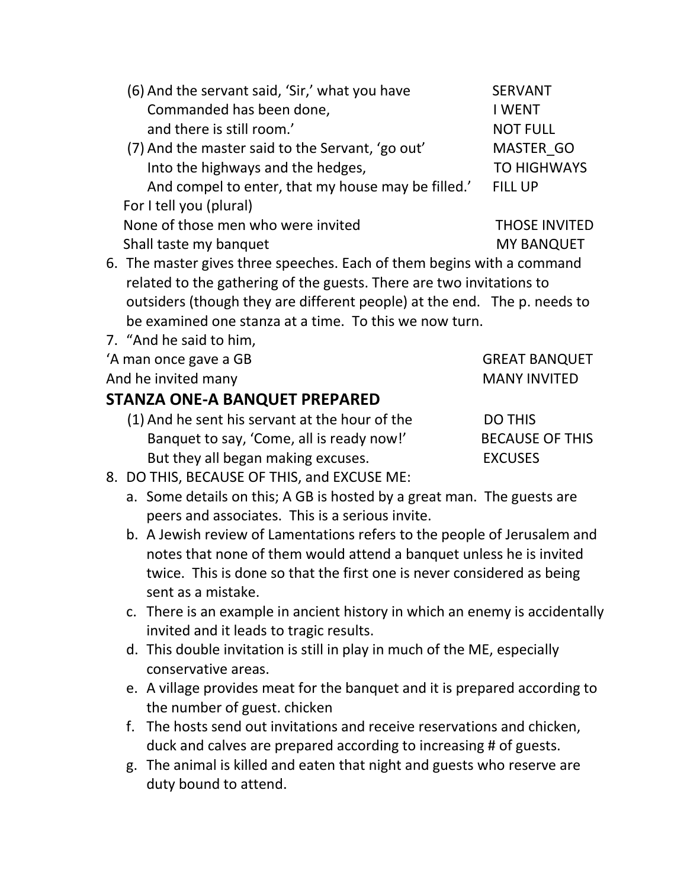(6) And the servant said, 'Sir,' what you have Commanded has been done, and there is still room.' — SERVANT / I WENT / NOT FULL

(7) And the master said to the Servant, 'go out' Into the highways and the hedges, And compel to enter, that my house may be filled.' — MASTER_GO / TO HIGHWAYS / FILL UP

For I tell you (plural)

None of those men who were invited — THOSE INVITED

Shall taste my banquet — MY BANQUET

6. The master gives three speeches. Each of them begins with a command related to the gathering of the guests. There are two invitations to outsiders (though they are different people) at the end. The p. needs to be examined one stanza at a time. To this we now turn.
7. "And he said to him,

'A man once gave a GB — GREAT BANQUET

And he invited many — MANY INVITED

## STANZA ONE-A BANQUET PREPARED

(1) And he sent his servant at the hour of the Banquet to say, 'Come, all is ready now!' But they all began making excuses. — DO THIS / BECAUSE OF THIS / EXCUSES

8. DO THIS, BECAUSE OF THIS, and EXCUSE ME:
   a. Some details on this; A GB is hosted by a great man. The guests are peers and associates. This is a serious invite.
   b. A Jewish review of Lamentations refers to the people of Jerusalem and notes that none of them would attend a banquet unless he is invited twice. This is done so that the first one is never considered as being sent as a mistake.
   c. There is an example in ancient history in which an enemy is accidentally invited and it leads to tragic results.
   d. This double invitation is still in play in much of the ME, especially conservative areas.
   e. A village provides meat for the banquet and it is prepared according to the number of guest. chicken
   f. The hosts send out invitations and receive reservations and chicken, duck and calves are prepared according to increasing # of guests.
   g. The animal is killed and eaten that night and guests who reserve are duty bound to attend.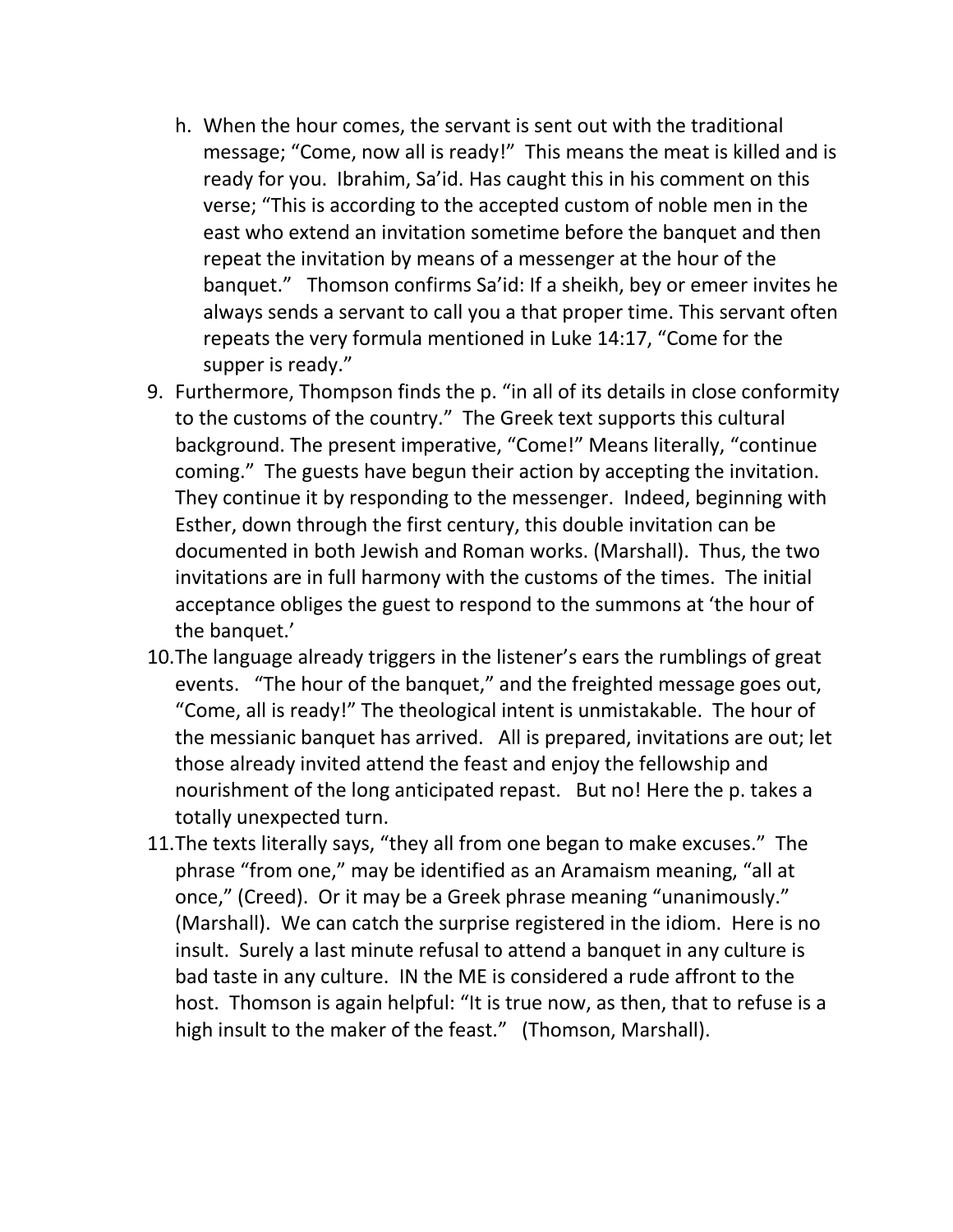h. When the hour comes, the servant is sent out with the traditional message; "Come, now all is ready!" This means the meat is killed and is ready for you. Ibrahim, Sa'id. Has caught this in his comment on this verse; "This is according to the accepted custom of noble men in the east who extend an invitation sometime before the banquet and then repeat the invitation by means of a messenger at the hour of the banquet." Thomson confirms Sa'id: If a sheikh, bey or emeer invites he always sends a servant to call you a that proper time. This servant often repeats the very formula mentioned in Luke 14:17, "Come for the supper is ready."

9. Furthermore, Thompson finds the p. "in all of its details in close conformity to the customs of the country." The Greek text supports this cultural background. The present imperative, "Come!" Means literally, "continue coming." The guests have begun their action by accepting the invitation. They continue it by responding to the messenger. Indeed, beginning with Esther, down through the first century, this double invitation can be documented in both Jewish and Roman works. (Marshall). Thus, the two invitations are in full harmony with the customs of the times. The initial acceptance obliges the guest to respond to the summons at 'the hour of the banquet.'

10. The language already triggers in the listener's ears the rumblings of great events. "The hour of the banquet," and the freighted message goes out, "Come, all is ready!" The theological intent is unmistakable. The hour of the messianic banquet has arrived. All is prepared, invitations are out; let those already invited attend the feast and enjoy the fellowship and nourishment of the long anticipated repast. But no! Here the p. takes a totally unexpected turn.

11. The texts literally says, "they all from one began to make excuses." The phrase "from one," may be identified as an Aramaism meaning, "all at once," (Creed). Or it may be a Greek phrase meaning "unanimously." (Marshall). We can catch the surprise registered in the idiom. Here is no insult. Surely a last minute refusal to attend a banquet in any culture is bad taste in any culture. IN the ME is considered a rude affront to the host. Thomson is again helpful: "It is true now, as then, that to refuse is a high insult to the maker of the feast." (Thomson, Marshall).